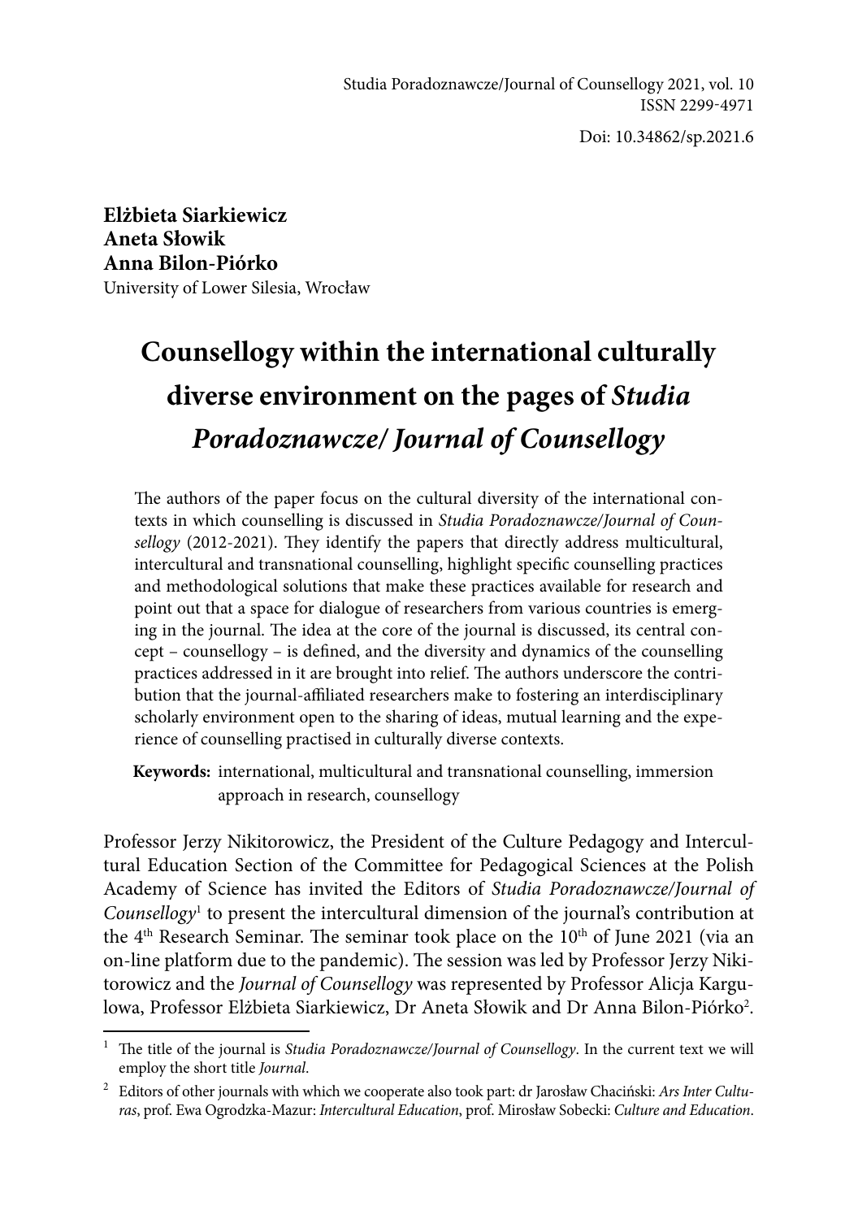Elżbieta Siarkiewicz
Aneta Słowik
Anna Bilon-Piórko
University of Lower Silesia, Wrocław

# Counsellogy within the international culturally diverse environment on the pages of *Studia Poradoznawcze/ Journal of Counsellogy*

The authors of the paper focus on the cultural diversity of the international contexts in which counselling is discussed in *Studia Poradoznawcze/Journal of Counsellogy* (2012-2021). They identify the papers that directly address multicultural, intercultural and transnational counselling, highlight specific counselling practices and methodological solutions that make these practices available for research and point out that a space for dialogue of researchers from various countries is emerging in the journal. The idea at the core of the journal is discussed, its central concept – counsellogy – is defined, and the diversity and dynamics of the counselling practices addressed in it are brought into relief. The authors underscore the contribution that the journal-affiliated researchers make to fostering an interdisciplinary scholarly environment open to the sharing of ideas, mutual learning and the experience of counselling practised in culturally diverse contexts.

**Keywords:** international, multicultural and transnational counselling, immersion approach in research, counsellogy

Professor Jerzy Nikitorowicz, the President of the Culture Pedagogy and Intercultural Education Section of the Committee for Pedagogical Sciences at the Polish Academy of Science has invited the Editors of *Studia Poradoznawcze/Journal of Counsellogy*[1] to present the intercultural dimension of the journal's contribution at the 4th Research Seminar. The seminar took place on the 10th of June 2021 (via an on-line platform due to the pandemic). The session was led by Professor Jerzy Nikitorowicz and the *Journal of Counsellogy* was represented by Professor Alicja Kargulowa, Professor Elżbieta Siarkiewicz, Dr Aneta Słowik and Dr Anna Bilon-Piórko[2].

[1] The title of the journal is *Studia Poradoznawcze/Journal of Counsellogy*. In the current text we will employ the short title *Journal*.

[2] Editors of other journals with which we cooperate also took part: dr Jarosław Chaciński: *Ars Inter Culturas*, prof. Ewa Ogrodzka-Mazur: *Intercultural Education*, prof. Mirosław Sobecki: *Culture and Education*.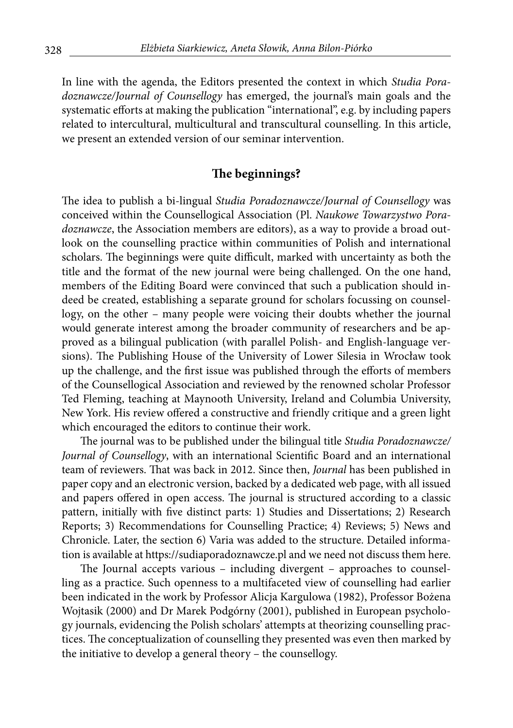In line with the agenda, the Editors presented the context in which *Studia Poradoznawcze/Journal of Counsellogy* has emerged, the journal's main goals and the systematic efforts at making the publication "international", e.g. by including papers related to intercultural, multicultural and transcultural counselling. In this article, we present an extended version of our seminar intervention.

## The beginnings?

The idea to publish a bi-lingual *Studia Poradoznawcze/Journal of Counsellogy* was conceived within the Counsellogical Association (Pl. *Naukowe Towarzystwo Poradoznawcze*, the Association members are editors), as a way to provide a broad outlook on the counselling practice within communities of Polish and international scholars. The beginnings were quite difficult, marked with uncertainty as both the title and the format of the new journal were being challenged. On the one hand, members of the Editing Board were convinced that such a publication should indeed be created, establishing a separate ground for scholars focussing on counsellogy, on the other – many people were voicing their doubts whether the journal would generate interest among the broader community of researchers and be approved as a bilingual publication (with parallel Polish- and English-language versions). The Publishing House of the University of Lower Silesia in Wrocław took up the challenge, and the first issue was published through the efforts of members of the Counsellogical Association and reviewed by the renowned scholar Professor Ted Fleming, teaching at Maynooth University, Ireland and Columbia University, New York. His review offered a constructive and friendly critique and a green light which encouraged the editors to continue their work.

The journal was to be published under the bilingual title *Studia Poradoznawcze/Journal of Counsellogy*, with an international Scientific Board and an international team of reviewers. That was back in 2012. Since then, *Journal* has been published in paper copy and an electronic version, backed by a dedicated web page, with all issued and papers offered in open access. The journal is structured according to a classic pattern, initially with five distinct parts: 1) Studies and Dissertations; 2) Research Reports; 3) Recommendations for Counselling Practice; 4) Reviews; 5) News and Chronicle. Later, the section 6) Varia was added to the structure. Detailed information is available at https://sudiaporadoznawcze.pl and we need not discuss them here.

The Journal accepts various – including divergent – approaches to counselling as a practice. Such openness to a multifaceted view of counselling had earlier been indicated in the work by Professor Alicja Kargulowa (1982), Professor Bożena Wojtasik (2000) and Dr Marek Podgórny (2001), published in European psychology journals, evidencing the Polish scholars' attempts at theorizing counselling practices. The conceptualization of counselling they presented was even then marked by the initiative to develop a general theory – the counsellogy.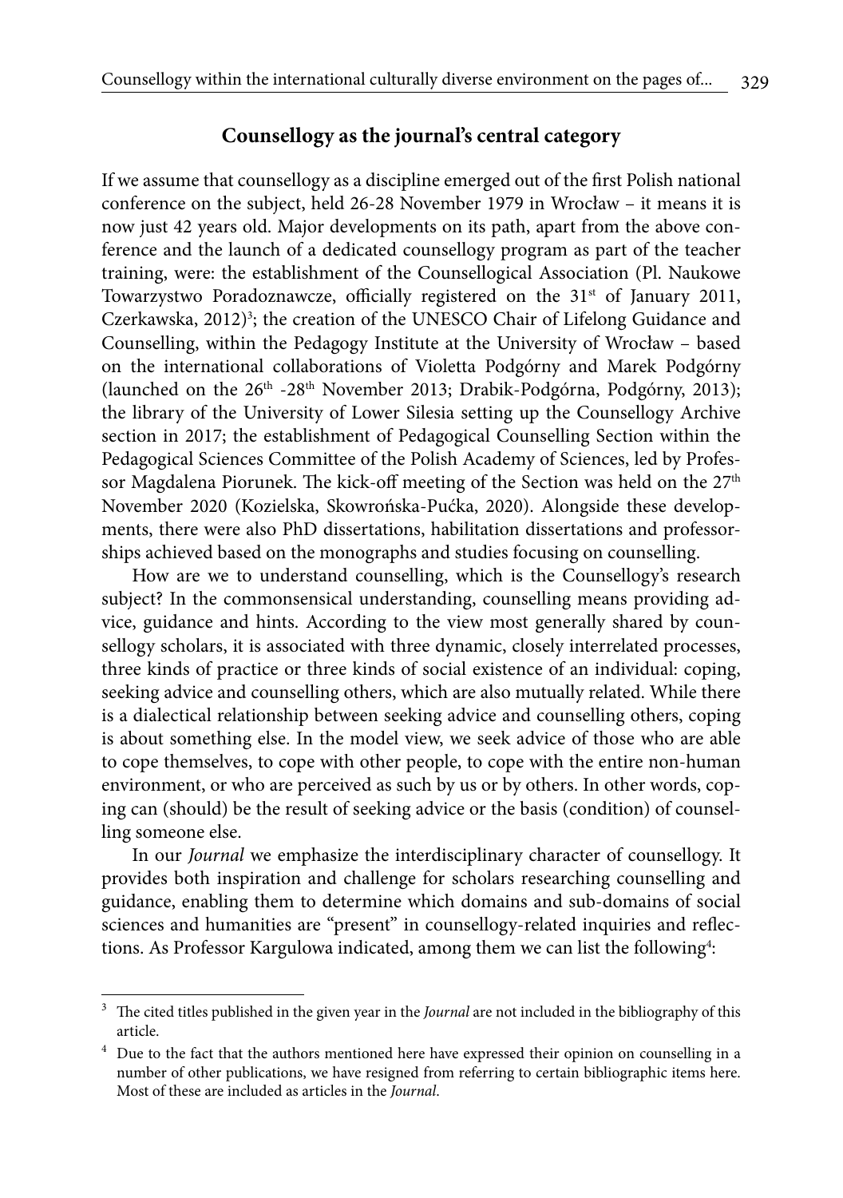## Counsellogy as the journal's central category

If we assume that counsellogy as a discipline emerged out of the first Polish national conference on the subject, held 26-28 November 1979 in Wrocław – it means it is now just 42 years old. Major developments on its path, apart from the above conference and the launch of a dedicated counsellogy program as part of the teacher training, were: the establishment of the Counsellogical Association (Pl. Naukowe Towarzystwo Poradoznawcze, officially registered on the 31st of January 2011, Czerkawska, 2012)[3]; the creation of the UNESCO Chair of Lifelong Guidance and Counselling, within the Pedagogy Institute at the University of Wrocław – based on the international collaborations of Violetta Podgórny and Marek Podgórny (launched on the 26th -28th November 2013; Drabik-Podgórna, Podgórny, 2013); the library of the University of Lower Silesia setting up the Counsellogy Archive section in 2017; the establishment of Pedagogical Counselling Section within the Pedagogical Sciences Committee of the Polish Academy of Sciences, led by Professor Magdalena Piorunek. The kick-off meeting of the Section was held on the 27th November 2020 (Kozielska, Skowrońska-Pućka, 2020). Alongside these developments, there were also PhD dissertations, habilitation dissertations and professorships achieved based on the monographs and studies focusing on counselling.

How are we to understand counselling, which is the Counsellogy's research subject? In the commonsensical understanding, counselling means providing advice, guidance and hints. According to the view most generally shared by counsellogy scholars, it is associated with three dynamic, closely interrelated processes, three kinds of practice or three kinds of social existence of an individual: coping, seeking advice and counselling others, which are also mutually related. While there is a dialectical relationship between seeking advice and counselling others, coping is about something else. In the model view, we seek advice of those who are able to cope themselves, to cope with other people, to cope with the entire non-human environment, or who are perceived as such by us or by others. In other words, coping can (should) be the result of seeking advice or the basis (condition) of counselling someone else.

In our *Journal* we emphasize the interdisciplinary character of counsellogy. It provides both inspiration and challenge for scholars researching counselling and guidance, enabling them to determine which domains and sub-domains of social sciences and humanities are "present" in counsellogy-related inquiries and reflections. As Professor Kargulowa indicated, among them we can list the following[4]:

---

[3] The cited titles published in the given year in the *Journal* are not included in the bibliography of this article.

[4] Due to the fact that the authors mentioned here have expressed their opinion on counselling in a number of other publications, we have resigned from referring to certain bibliographic items here. Most of these are included as articles in the *Journal*.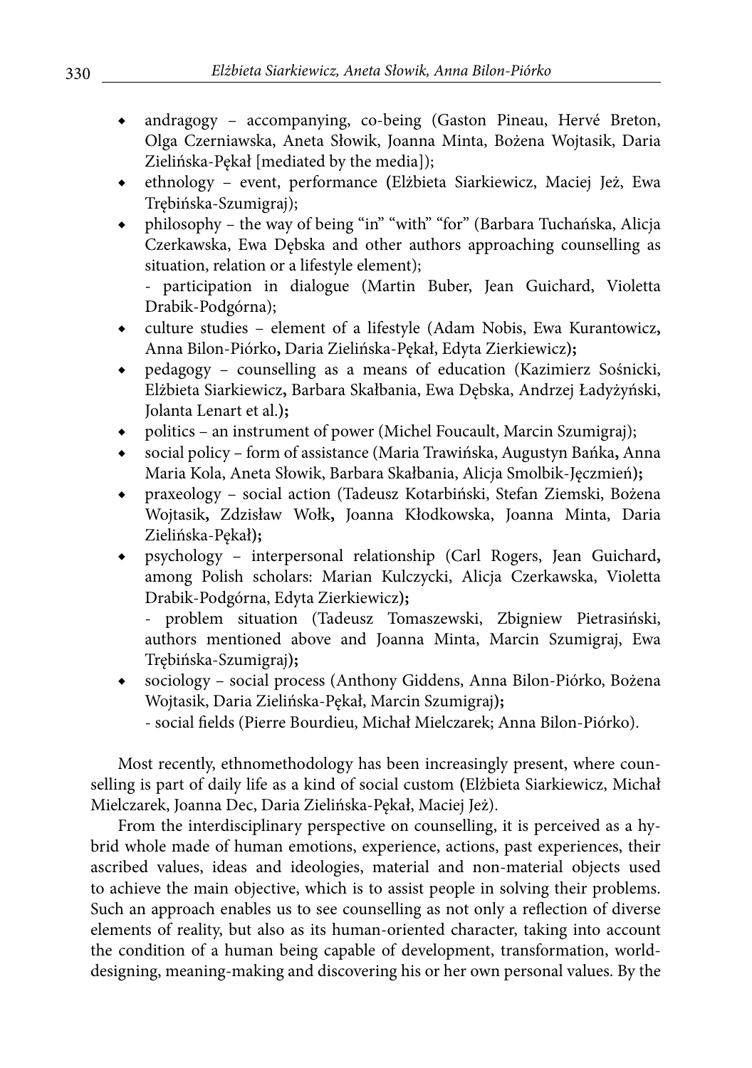- andragogy – accompanying, co-being (Gaston Pineau, Hervé Breton, Olga Czerniawska, Aneta Słowik, Joanna Minta, Bożena Wojtasik, Daria Zielińska-Pękał [mediated by the media]);
- ethnology – event, performance (Elżbieta Siarkiewicz, Maciej Jeż, Ewa Trębińska-Szumigraj);
- philosophy – the way of being "in" "with" "for" (Barbara Tuchańska, Alicja Czerkawska, Ewa Dębska and other authors approaching counselling as situation, relation or a lifestyle element);
  - participation in dialogue (Martin Buber, Jean Guichard, Violetta Drabik-Podgórna);
- culture studies – element of a lifestyle (Adam Nobis, Ewa Kurantowicz, Anna Bilon-Piórko, Daria Zielińska-Pękał, Edyta Zierkiewicz);
- pedagogy – counselling as a means of education (Kazimierz Sośnicki, Elżbieta Siarkiewicz, Barbara Skałbania, Ewa Dębska, Andrzej Ładyżyński, Jolanta Lenart et al.);
- politics – an instrument of power (Michel Foucault, Marcin Szumigraj);
- social policy – form of assistance (Maria Trawińska, Augustyn Bańka, Anna Maria Kola, Aneta Słowik, Barbara Skałbania, Alicja Smolbik-Jęczmień);
- praxeology – social action (Tadeusz Kotarbiński, Stefan Ziemski, Bożena Wojtasik, Zdzisław Wołk, Joanna Kłodkowska, Joanna Minta, Daria Zielińska-Pękał);
- psychology – interpersonal relationship (Carl Rogers, Jean Guichard, among Polish scholars: Marian Kulczycki, Alicja Czerkawska, Violetta Drabik-Podgórna, Edyta Zierkiewicz);
  - problem situation (Tadeusz Tomaszewski, Zbigniew Pietrasiński, authors mentioned above and Joanna Minta, Marcin Szumigraj, Ewa Trębińska-Szumigraj);
- sociology – social process (Anthony Giddens, Anna Bilon-Piórko, Bożena Wojtasik, Daria Zielińska-Pękał, Marcin Szumigraj);
  - social fields (Pierre Bourdieu, Michał Mielczarek; Anna Bilon-Piórko).

Most recently, ethnomethodology has been increasingly present, where counselling is part of daily life as a kind of social custom (Elżbieta Siarkiewicz, Michał Mielczarek, Joanna Dec, Daria Zielińska-Pękał, Maciej Jeż).

From the interdisciplinary perspective on counselling, it is perceived as a hybrid whole made of human emotions, experience, actions, past experiences, their ascribed values, ideas and ideologies, material and non-material objects used to achieve the main objective, which is to assist people in solving their problems. Such an approach enables us to see counselling as not only a reflection of diverse elements of reality, but also as its human-oriented character, taking into account the condition of a human being capable of development, transformation, world-designing, meaning-making and discovering his or her own personal values. By the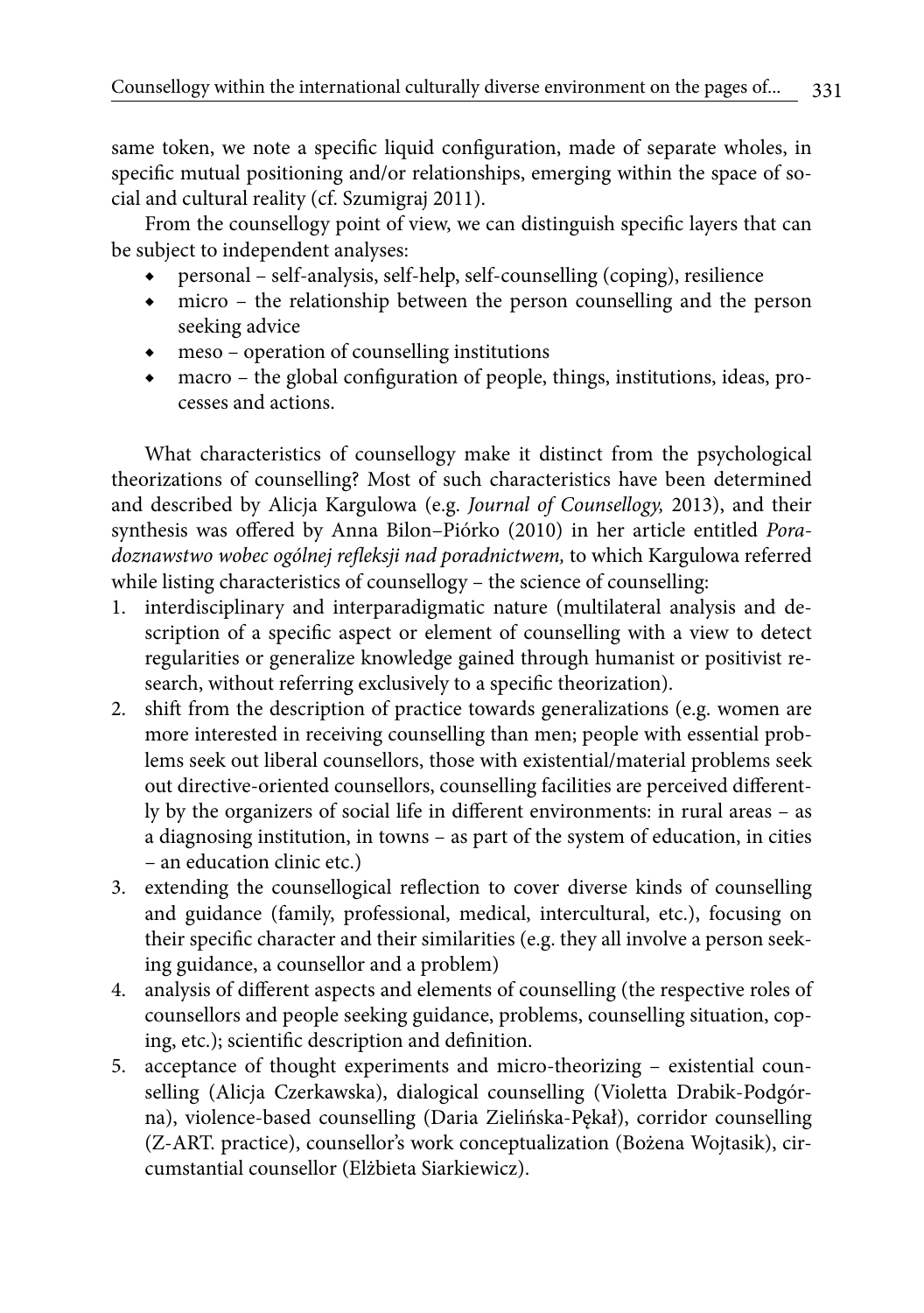same token, we note a specific liquid configuration, made of separate wholes, in specific mutual positioning and/or relationships, emerging within the space of social and cultural reality (cf. Szumigraj 2011).

From the counsellogy point of view, we can distinguish specific layers that can be subject to independent analyses:

- personal – self-analysis, self-help, self-counselling (coping), resilience
- micro – the relationship between the person counselling and the person seeking advice
- meso – operation of counselling institutions
- macro – the global configuration of people, things, institutions, ideas, processes and actions.

What characteristics of counsellogy make it distinct from the psychological theorizations of counselling? Most of such characteristics have been determined and described by Alicja Kargulowa (e.g. *Journal of Counsellogy,* 2013), and their synthesis was offered by Anna Bilon–Piórko (2010) in her article entitled *Poradoznawstwo wobec ogólnej refleksji nad poradnictwem,* to which Kargulowa referred while listing characteristics of counsellogy – the science of counselling:

1. interdisciplinary and interparadigmatic nature (multilateral analysis and description of a specific aspect or element of counselling with a view to detect regularities or generalize knowledge gained through humanist or positivist research, without referring exclusively to a specific theorization).
2. shift from the description of practice towards generalizations (e.g. women are more interested in receiving counselling than men; people with essential problems seek out liberal counsellors, those with existential/material problems seek out directive-oriented counsellors, counselling facilities are perceived differently by the organizers of social life in different environments: in rural areas – as a diagnosing institution, in towns – as part of the system of education, in cities – an education clinic etc.)
3. extending the counsellogical reflection to cover diverse kinds of counselling and guidance (family, professional, medical, intercultural, etc.), focusing on their specific character and their similarities (e.g. they all involve a person seeking guidance, a counsellor and a problem)
4. analysis of different aspects and elements of counselling (the respective roles of counsellors and people seeking guidance, problems, counselling situation, coping, etc.); scientific description and definition.
5. acceptance of thought experiments and micro-theorizing – existential counselling (Alicja Czerkawska), dialogical counselling (Violetta Drabik-Podgórna), violence-based counselling (Daria Zielińska-Pękał), corridor counselling (Z-ART. practice), counsellor's work conceptualization (Bożena Wojtasik), circumstantial counsellor (Elżbieta Siarkiewicz).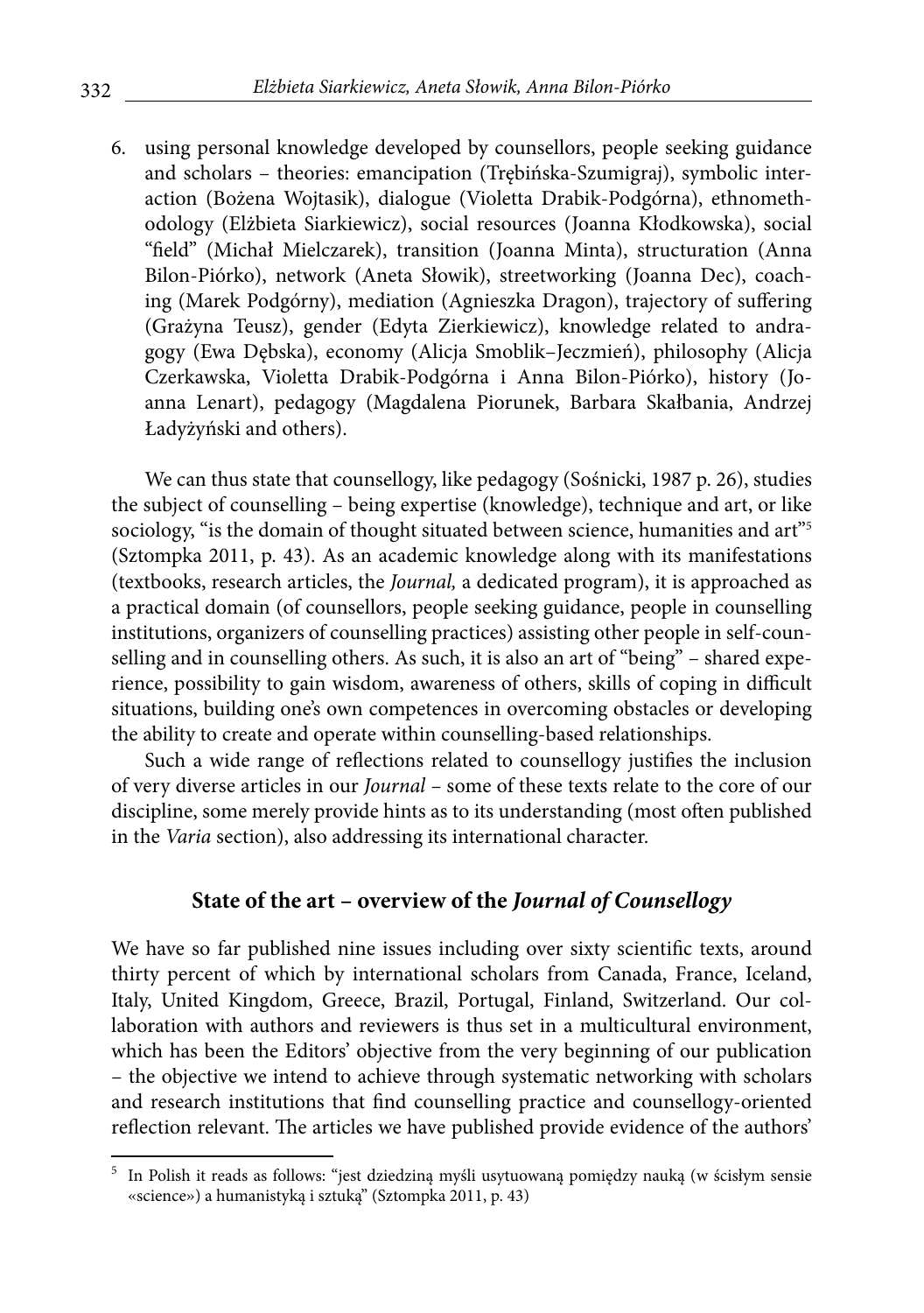6. using personal knowledge developed by counsellors, people seeking guidance and scholars – theories: emancipation (Trębińska-Szumigraj), symbolic interaction (Bożena Wojtasik), dialogue (Violetta Drabik-Podgórna), ethnomethodology (Elżbieta Siarkiewicz), social resources (Joanna Kłodkowska), social "field" (Michał Mielczarek), transition (Joanna Minta), structuration (Anna Bilon-Piórko), network (Aneta Słowik), streetworking (Joanna Dec), coaching (Marek Podgórny), mediation (Agnieszka Dragon), trajectory of suffering (Grażyna Teusz), gender (Edyta Zierkiewicz), knowledge related to andragogy (Ewa Dębska), economy (Alicja Smoblik–Jeczmień), philosophy (Alicja Czerkawska, Violetta Drabik-Podgórna i Anna Bilon-Piórko), history (Joanna Lenart), pedagogy (Magdalena Piorunek, Barbara Skałbania, Andrzej Ładyżyński and others).

We can thus state that counsellogy, like pedagogy (Sośnicki, 1987 p. 26), studies the subject of counselling – being expertise (knowledge), technique and art, or like sociology, "is the domain of thought situated between science, humanities and art"[5] (Sztompka 2011, p. 43). As an academic knowledge along with its manifestations (textbooks, research articles, the *Journal,* a dedicated program), it is approached as a practical domain (of counsellors, people seeking guidance, people in counselling institutions, organizers of counselling practices) assisting other people in self-counselling and in counselling others. As such, it is also an art of "being" – shared experience, possibility to gain wisdom, awareness of others, skills of coping in difficult situations, building one's own competences in overcoming obstacles or developing the ability to create and operate within counselling-based relationships.

Such a wide range of reflections related to counsellogy justifies the inclusion of very diverse articles in our *Journal* – some of these texts relate to the core of our discipline, some merely provide hints as to its understanding (most often published in the *Varia* section), also addressing its international character.

## State of the art – overview of the *Journal of Counsellogy*

We have so far published nine issues including over sixty scientific texts, around thirty percent of which by international scholars from Canada, France, Iceland, Italy, United Kingdom, Greece, Brazil, Portugal, Finland, Switzerland. Our collaboration with authors and reviewers is thus set in a multicultural environment, which has been the Editors' objective from the very beginning of our publication – the objective we intend to achieve through systematic networking with scholars and research institutions that find counselling practice and counsellogy-oriented reflection relevant. The articles we have published provide evidence of the authors'

[5] In Polish it reads as follows: "jest dziedziną myśli usytuowaną pomiędzy nauką (w ścisłym sensie «science») a humanistyką i sztuką" (Sztompka 2011, p. 43)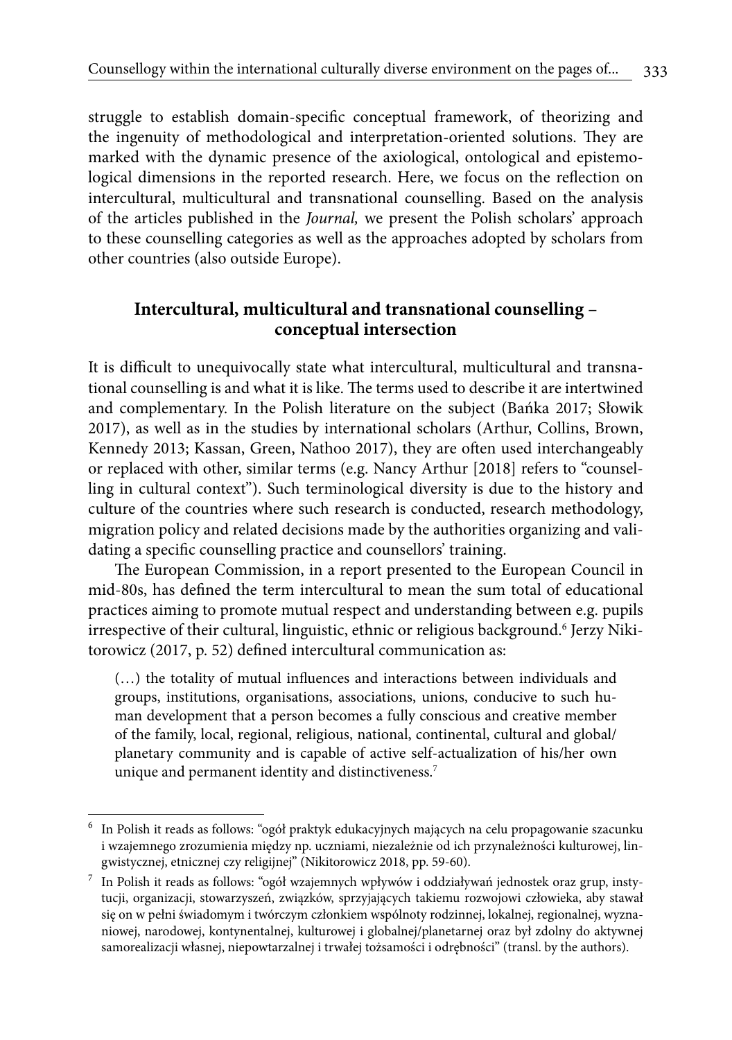struggle to establish domain-specific conceptual framework, of theorizing and the ingenuity of methodological and interpretation-oriented solutions. They are marked with the dynamic presence of the axiological, ontological and epistemological dimensions in the reported research. Here, we focus on the reflection on intercultural, multicultural and transnational counselling. Based on the analysis of the articles published in the *Journal,* we present the Polish scholars' approach to these counselling categories as well as the approaches adopted by scholars from other countries (also outside Europe).

## Intercultural, multicultural and transnational counselling – conceptual intersection

It is difficult to unequivocally state what intercultural, multicultural and transnational counselling is and what it is like. The terms used to describe it are intertwined and complementary. In the Polish literature on the subject (Bańka 2017; Słowik 2017), as well as in the studies by international scholars (Arthur, Collins, Brown, Kennedy 2013; Kassan, Green, Nathoo 2017), they are often used interchangeably or replaced with other, similar terms (e.g. Nancy Arthur [2018] refers to "counselling in cultural context"). Such terminological diversity is due to the history and culture of the countries where such research is conducted, research methodology, migration policy and related decisions made by the authorities organizing and validating a specific counselling practice and counsellors' training.

The European Commission, in a report presented to the European Council in mid-80s, has defined the term intercultural to mean the sum total of educational practices aiming to promote mutual respect and understanding between e.g. pupils irrespective of their cultural, linguistic, ethnic or religious background.[6] Jerzy Nikitorowicz (2017, p. 52) defined intercultural communication as:

> (…) the totality of mutual influences and interactions between individuals and groups, institutions, organisations, associations, unions, conducive to such human development that a person becomes a fully conscious and creative member of the family, local, regional, religious, national, continental, cultural and global/planetary community and is capable of active self-actualization of his/her own unique and permanent identity and distinctiveness.[7]

---

[6] In Polish it reads as follows: "ogół praktyk edukacyjnych mających na celu propagowanie szacunku i wzajemnego zrozumienia między np. uczniami, niezależnie od ich przynależności kulturowej, lingwistycznej, etnicznej czy religijnej" (Nikitorowicz 2018, pp. 59-60).

[7] In Polish it reads as follows: "ogół wzajemnych wpływów i oddziaływań jednostek oraz grup, instytucji, organizacji, stowarzyszeń, związków, sprzyjających takiemu rozwojowi człowieka, aby stawał się on w pełni świadomym i twórczym członkiem wspólnoty rodzinnej, lokalnej, regionalnej, wyznaniowej, narodowej, kontynentalnej, kulturowej i globalnej/planetarnej oraz był zdolny do aktywnej samorealizacji własnej, niepowtarzalnej i trwałej tożsamości i odrębności" (transl. by the authors).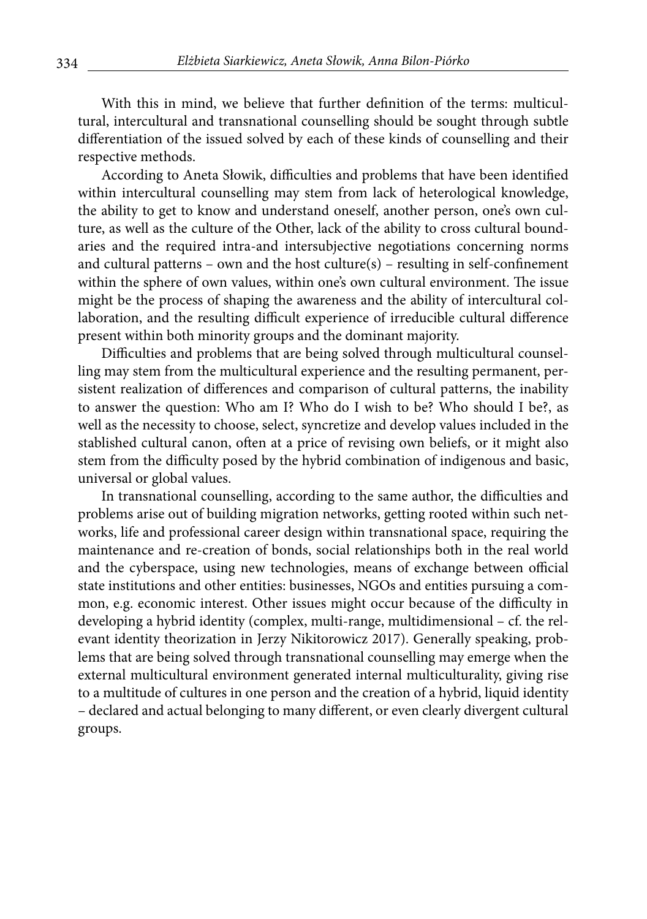With this in mind, we believe that further definition of the terms: multicultural, intercultural and transnational counselling should be sought through subtle differentiation of the issued solved by each of these kinds of counselling and their respective methods.

According to Aneta Słowik, difficulties and problems that have been identified within intercultural counselling may stem from lack of heterological knowledge, the ability to get to know and understand oneself, another person, one's own culture, as well as the culture of the Other, lack of the ability to cross cultural boundaries and the required intra-and intersubjective negotiations concerning norms and cultural patterns – own and the host culture(s) – resulting in self-confinement within the sphere of own values, within one's own cultural environment. The issue might be the process of shaping the awareness and the ability of intercultural collaboration, and the resulting difficult experience of irreducible cultural difference present within both minority groups and the dominant majority.

Difficulties and problems that are being solved through multicultural counselling may stem from the multicultural experience and the resulting permanent, persistent realization of differences and comparison of cultural patterns, the inability to answer the question: Who am I? Who do I wish to be? Who should I be?, as well as the necessity to choose, select, syncretize and develop values included in the stablished cultural canon, often at a price of revising own beliefs, or it might also stem from the difficulty posed by the hybrid combination of indigenous and basic, universal or global values.

In transnational counselling, according to the same author, the difficulties and problems arise out of building migration networks, getting rooted within such networks, life and professional career design within transnational space, requiring the maintenance and re-creation of bonds, social relationships both in the real world and the cyberspace, using new technologies, means of exchange between official state institutions and other entities: businesses, NGOs and entities pursuing a common, e.g. economic interest. Other issues might occur because of the difficulty in developing a hybrid identity (complex, multi-range, multidimensional – cf. the relevant identity theorization in Jerzy Nikitorowicz 2017). Generally speaking, problems that are being solved through transnational counselling may emerge when the external multicultural environment generated internal multiculturality, giving rise to a multitude of cultures in one person and the creation of a hybrid, liquid identity – declared and actual belonging to many different, or even clearly divergent cultural groups.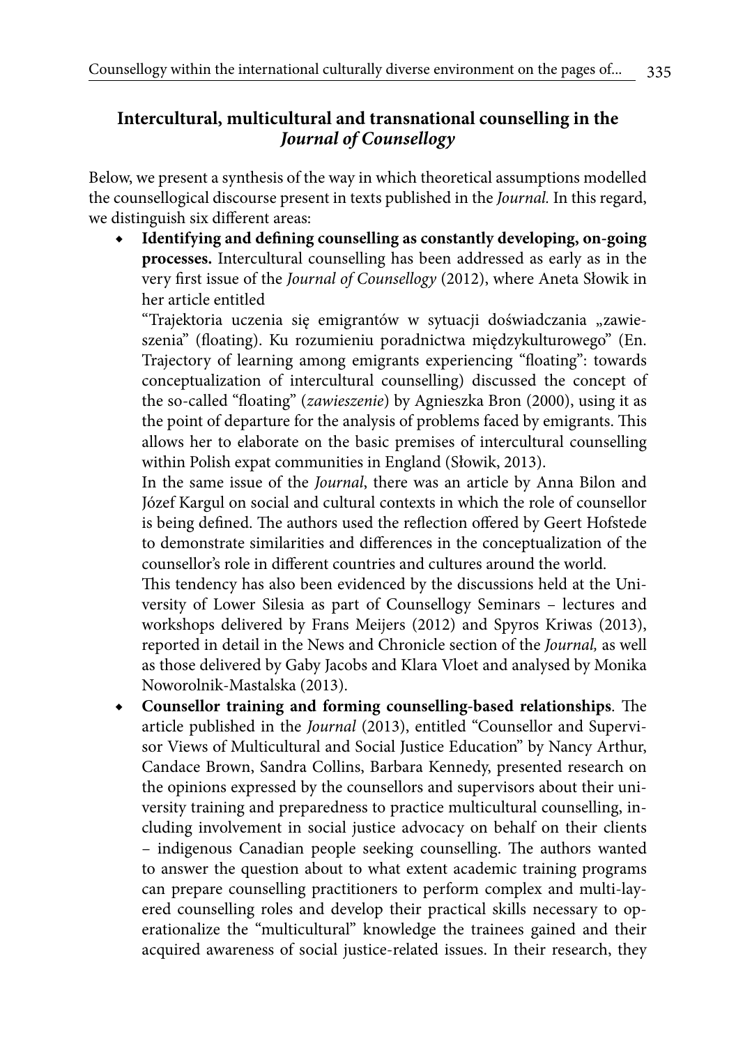## Intercultural, multicultural and transnational counselling in the *Journal of Counsellogy*

Below, we present a synthesis of the way in which theoretical assumptions modelled the counsellogical discourse present in texts published in the *Journal.* In this regard, we distinguish six different areas:

- **Identifying and defining counselling as constantly developing, on-going processes.** Intercultural counselling has been addressed as early as in the very first issue of the *Journal of Counsellogy* (2012), where Aneta Słowik in her article entitled

  "Trajektoria uczenia się emigrantów w sytuacji doświadczania „zawieszenia" (floating). Ku rozumieniu poradnictwa międzykulturowego" (En. Trajectory of learning among emigrants experiencing "floating": towards conceptualization of intercultural counselling) discussed the concept of the so-called "floating" (*zawieszenie*) by Agnieszka Bron (2000), using it as the point of departure for the analysis of problems faced by emigrants. This allows her to elaborate on the basic premises of intercultural counselling within Polish expat communities in England (Słowik, 2013).

  In the same issue of the *Journal*, there was an article by Anna Bilon and Józef Kargul on social and cultural contexts in which the role of counsellor is being defined. The authors used the reflection offered by Geert Hofstede to demonstrate similarities and differences in the conceptualization of the counsellor's role in different countries and cultures around the world.

  This tendency has also been evidenced by the discussions held at the University of Lower Silesia as part of Counsellogy Seminars – lectures and workshops delivered by Frans Meijers (2012) and Spyros Kriwas (2013), reported in detail in the News and Chronicle section of the *Journal,* as well as those delivered by Gaby Jacobs and Klara Vloet and analysed by Monika Noworolnik-Mastalska (2013).

- **Counsellor training and forming counselling-based relationships**. The article published in the *Journal* (2013), entitled "Counsellor and Supervisor Views of Multicultural and Social Justice Education" by Nancy Arthur, Candace Brown, Sandra Collins, Barbara Kennedy, presented research on the opinions expressed by the counsellors and supervisors about their university training and preparedness to practice multicultural counselling, including involvement in social justice advocacy on behalf on their clients – indigenous Canadian people seeking counselling. The authors wanted to answer the question about to what extent academic training programs can prepare counselling practitioners to perform complex and multi-layered counselling roles and develop their practical skills necessary to operationalize the "multicultural" knowledge the trainees gained and their acquired awareness of social justice-related issues. In their research, they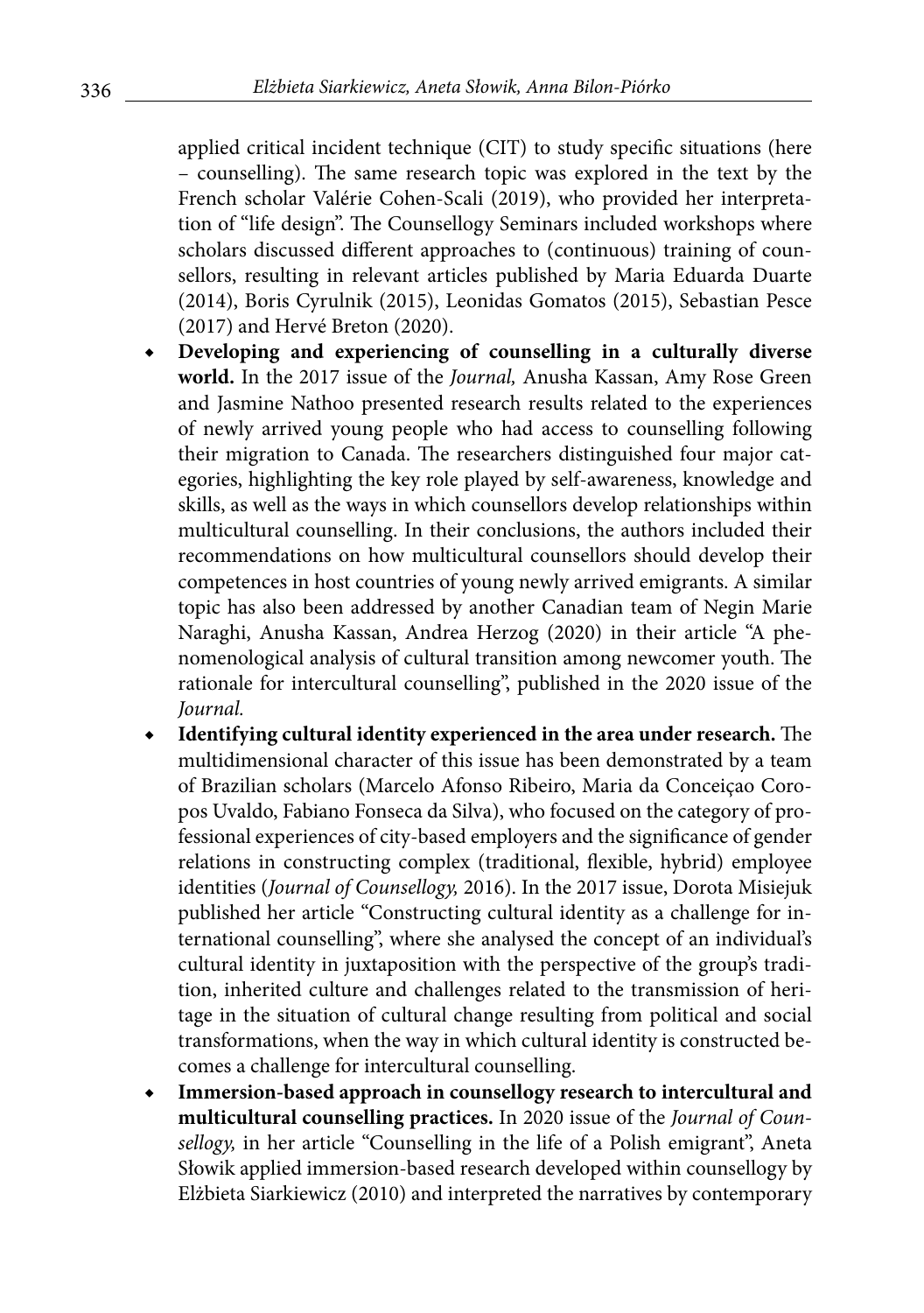applied critical incident technique (CIT) to study specific situations (here – counselling). The same research topic was explored in the text by the French scholar Valérie Cohen-Scali (2019), who provided her interpretation of "life design". The Counsellogy Seminars included workshops where scholars discussed different approaches to (continuous) training of counsellors, resulting in relevant articles published by Maria Eduarda Duarte (2014), Boris Cyrulnik (2015), Leonidas Gomatos (2015), Sebastian Pesce (2017) and Hervé Breton (2020).

- **Developing and experiencing of counselling in a culturally diverse world.** In the 2017 issue of the *Journal,* Anusha Kassan, Amy Rose Green and Jasmine Nathoo presented research results related to the experiences of newly arrived young people who had access to counselling following their migration to Canada. The researchers distinguished four major categories, highlighting the key role played by self-awareness, knowledge and skills, as well as the ways in which counsellors develop relationships within multicultural counselling. In their conclusions, the authors included their recommendations on how multicultural counsellors should develop their competences in host countries of young newly arrived emigrants. A similar topic has also been addressed by another Canadian team of Negin Marie Naraghi, Anusha Kassan, Andrea Herzog (2020) in their article "A phenomenological analysis of cultural transition among newcomer youth. The rationale for intercultural counselling", published in the 2020 issue of the *Journal.*
- **Identifying cultural identity experienced in the area under research.** The multidimensional character of this issue has been demonstrated by a team of Brazilian scholars (Marcelo Afonso Ribeiro, Maria da Conceiçao Coropos Uvaldo, Fabiano Fonseca da Silva), who focused on the category of professional experiences of city-based employers and the significance of gender relations in constructing complex (traditional, flexible, hybrid) employee identities (*Journal of Counsellogy,* 2016). In the 2017 issue, Dorota Misiejuk published her article "Constructing cultural identity as a challenge for international counselling", where she analysed the concept of an individual's cultural identity in juxtaposition with the perspective of the group's tradition, inherited culture and challenges related to the transmission of heritage in the situation of cultural change resulting from political and social transformations, when the way in which cultural identity is constructed becomes a challenge for intercultural counselling.
- **Immersion-based approach in counsellogy research to intercultural and multicultural counselling practices.** In 2020 issue of the *Journal of Counsellogy,* in her article "Counselling in the life of a Polish emigrant", Aneta Słowik applied immersion-based research developed within counsellogy by Elżbieta Siarkiewicz (2010) and interpreted the narratives by contemporary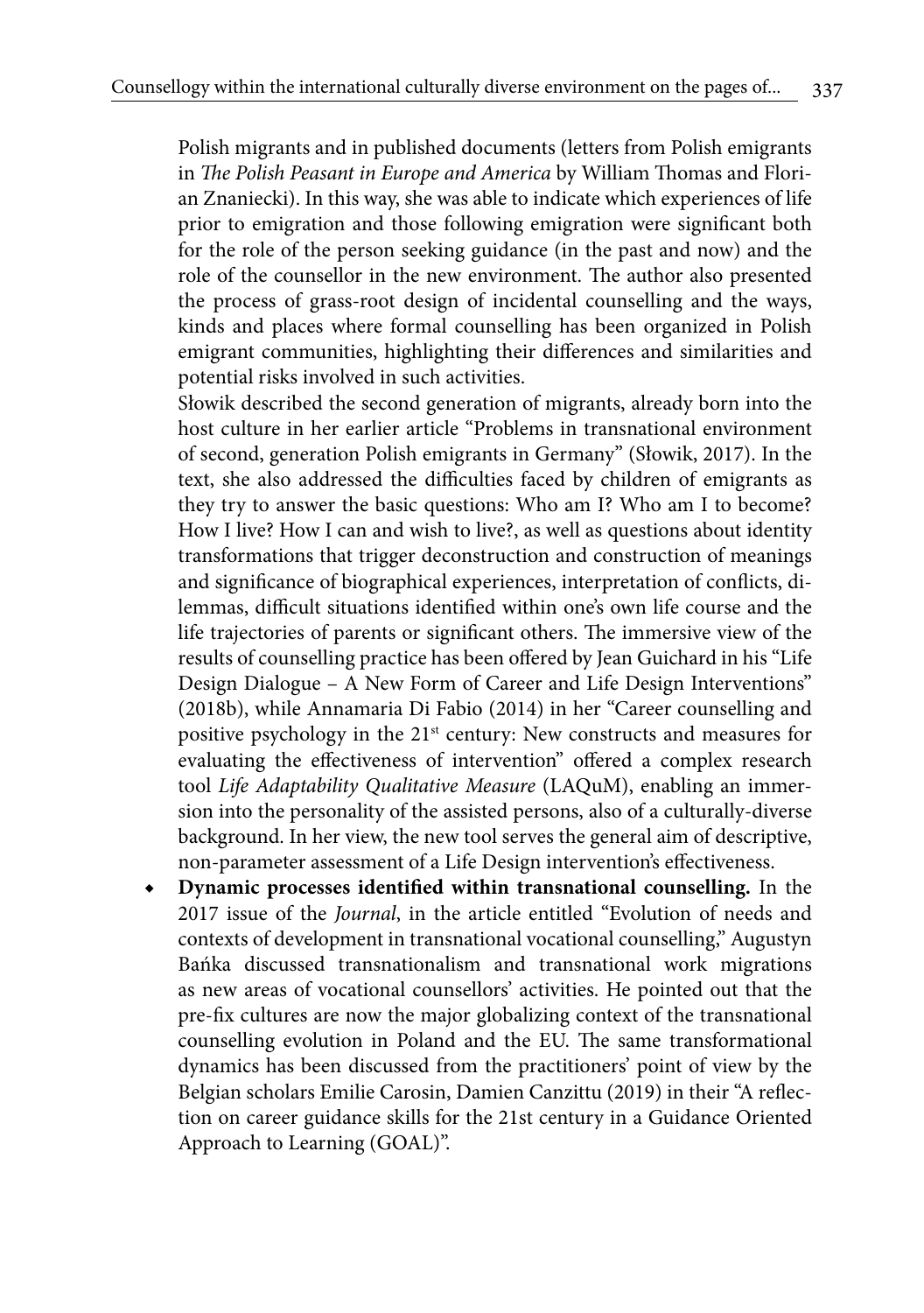Polish migrants and in published documents (letters from Polish emigrants in *The Polish Peasant in Europe and America* by William Thomas and Florian Znaniecki). In this way, she was able to indicate which experiences of life prior to emigration and those following emigration were significant both for the role of the person seeking guidance (in the past and now) and the role of the counsellor in the new environment. The author also presented the process of grass-root design of incidental counselling and the ways, kinds and places where formal counselling has been organized in Polish emigrant communities, highlighting their differences and similarities and potential risks involved in such activities.

Słowik described the second generation of migrants, already born into the host culture in her earlier article "Problems in transnational environment of second, generation Polish emigrants in Germany" (Słowik, 2017). In the text, she also addressed the difficulties faced by children of emigrants as they try to answer the basic questions: Who am I? Who am I to become? How I live? How I can and wish to live?, as well as questions about identity transformations that trigger deconstruction and construction of meanings and significance of biographical experiences, interpretation of conflicts, dilemmas, difficult situations identified within one's own life course and the life trajectories of parents or significant others. The immersive view of the results of counselling practice has been offered by Jean Guichard in his "Life Design Dialogue – A New Form of Career and Life Design Interventions" (2018b), while Annamaria Di Fabio (2014) in her "Career counselling and positive psychology in the 21st century: New constructs and measures for evaluating the effectiveness of intervention" offered a complex research tool *Life Adaptability Qualitative Measure* (LAQuM), enabling an immersion into the personality of the assisted persons, also of a culturally-diverse background. In her view, the new tool serves the general aim of descriptive, non-parameter assessment of a Life Design intervention's effectiveness.

- **Dynamic processes identified within transnational counselling.** In the 2017 issue of the *Journal*, in the article entitled "Evolution of needs and contexts of development in transnational vocational counselling," Augustyn Bańka discussed transnationalism and transnational work migrations as new areas of vocational counsellors' activities. He pointed out that the pre-fix cultures are now the major globalizing context of the transnational counselling evolution in Poland and the EU. The same transformational dynamics has been discussed from the practitioners' point of view by the Belgian scholars Emilie Carosin, Damien Canzittu (2019) in their "A reflection on career guidance skills for the 21st century in a Guidance Oriented Approach to Learning (GOAL)".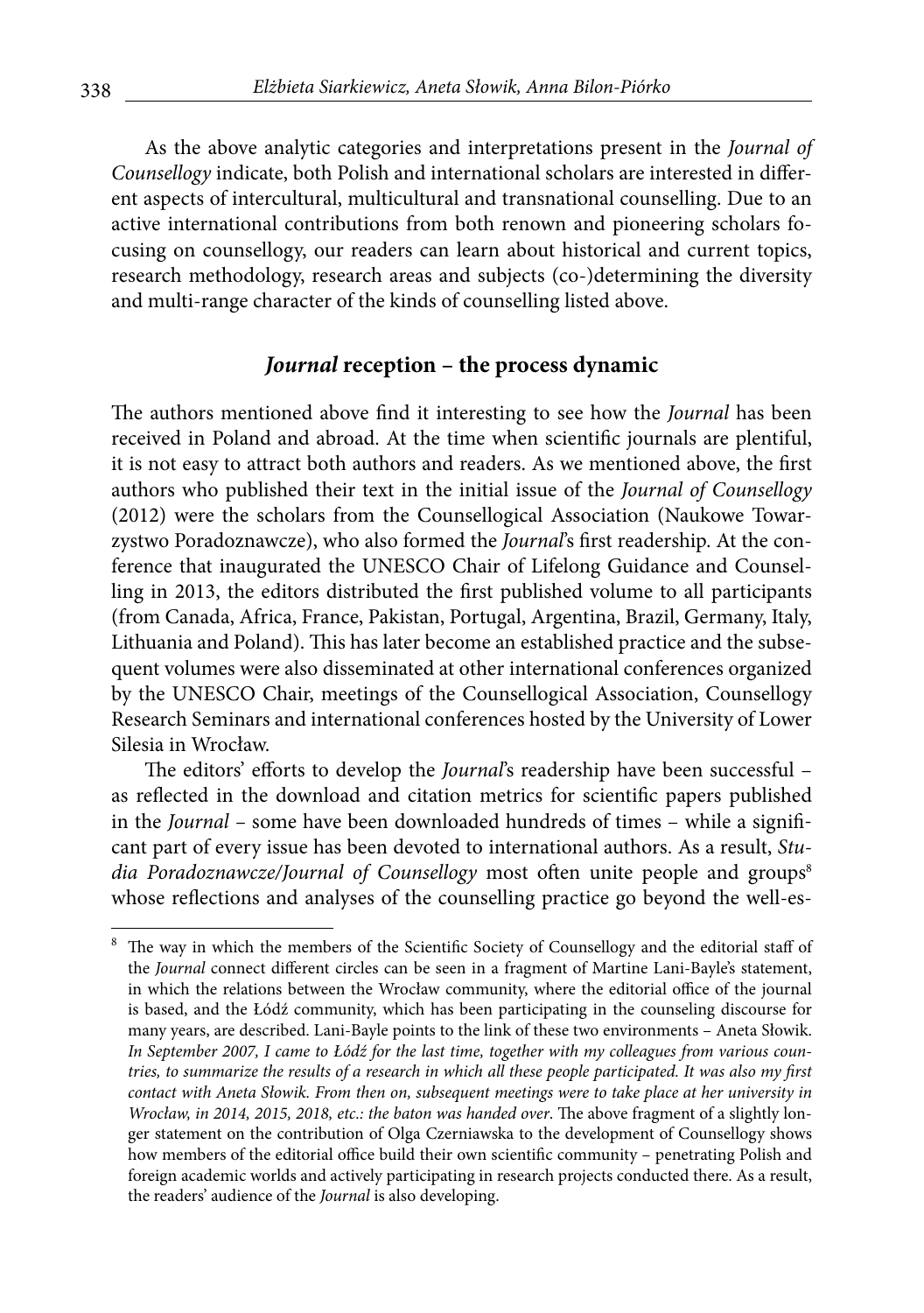As the above analytic categories and interpretations present in the *Journal of Counsellogy* indicate, both Polish and international scholars are interested in different aspects of intercultural, multicultural and transnational counselling. Due to an active international contributions from both renown and pioneering scholars focusing on counsellogy, our readers can learn about historical and current topics, research methodology, research areas and subjects (co-)determining the diversity and multi-range character of the kinds of counselling listed above.

## *Journal* reception – the process dynamic

The authors mentioned above find it interesting to see how the *Journal* has been received in Poland and abroad. At the time when scientific journals are plentiful, it is not easy to attract both authors and readers. As we mentioned above, the first authors who published their text in the initial issue of the *Journal of Counsellogy* (2012) were the scholars from the Counsellogical Association (Naukowe Towarzystwo Poradoznawcze), who also formed the *Journal*'s first readership. At the conference that inaugurated the UNESCO Chair of Lifelong Guidance and Counselling in 2013, the editors distributed the first published volume to all participants (from Canada, Africa, France, Pakistan, Portugal, Argentina, Brazil, Germany, Italy, Lithuania and Poland). This has later become an established practice and the subsequent volumes were also disseminated at other international conferences organized by the UNESCO Chair, meetings of the Counsellogical Association, Counsellogy Research Seminars and international conferences hosted by the University of Lower Silesia in Wrocław.

The editors' efforts to develop the *Journal*'s readership have been successful – as reflected in the download and citation metrics for scientific papers published in the *Journal* – some have been downloaded hundreds of times – while a significant part of every issue has been devoted to international authors. As a result, *Studia Poradoznawcze/Journal of Counsellogy* most often unite people and groups[8] whose reflections and analyses of the counselling practice go beyond the well-es-

[8] The way in which the members of the Scientific Society of Counsellogy and the editorial staff of the *Journal* connect different circles can be seen in a fragment of Martine Lani-Bayle's statement, in which the relations between the Wrocław community, where the editorial office of the journal is based, and the Łódź community, which has been participating in the counseling discourse for many years, are described. Lani-Bayle points to the link of these two environments – Aneta Słowik. *In September 2007, I came to Łódź for the last time, together with my colleagues from various countries, to summarize the results of a research in which all these people participated. It was also my first contact with Aneta Słowik. From then on, subsequent meetings were to take place at her university in Wrocław, in 2014, 2015, 2018, etc.: the baton was handed over*. The above fragment of a slightly longer statement on the contribution of Olga Czerniawska to the development of Counsellogy shows how members of the editorial office build their own scientific community – penetrating Polish and foreign academic worlds and actively participating in research projects conducted there. As a result, the readers' audience of the *Journal* is also developing.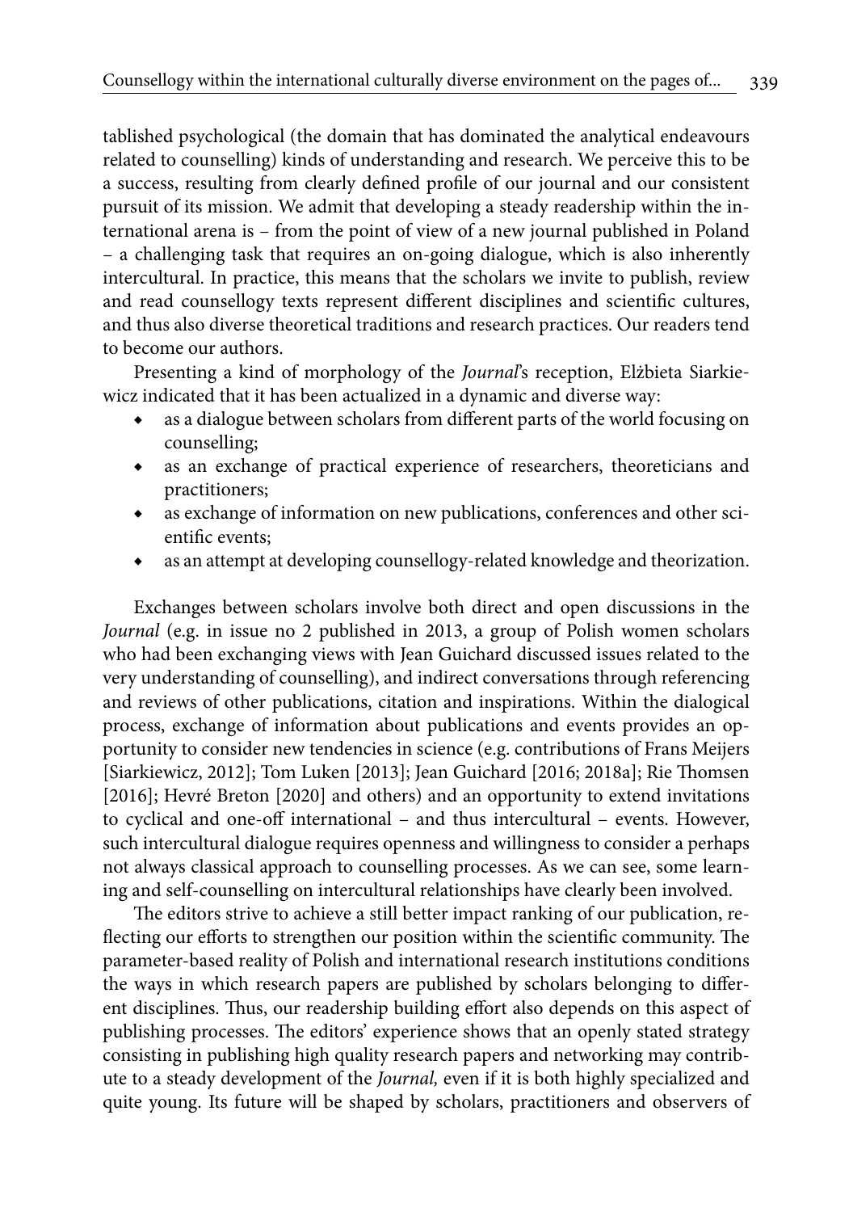tablished psychological (the domain that has dominated the analytical endeavours related to counselling) kinds of understanding and research. We perceive this to be a success, resulting from clearly defined profile of our journal and our consistent pursuit of its mission. We admit that developing a steady readership within the international arena is – from the point of view of a new journal published in Poland – a challenging task that requires an on-going dialogue, which is also inherently intercultural. In practice, this means that the scholars we invite to publish, review and read counsellogy texts represent different disciplines and scientific cultures, and thus also diverse theoretical traditions and research practices. Our readers tend to become our authors.

Presenting a kind of morphology of the *Journal*'s reception, Elżbieta Siarkiewicz indicated that it has been actualized in a dynamic and diverse way:

- as a dialogue between scholars from different parts of the world focusing on counselling;
- as an exchange of practical experience of researchers, theoreticians and practitioners;
- as exchange of information on new publications, conferences and other scientific events;
- as an attempt at developing counsellogy-related knowledge and theorization.

Exchanges between scholars involve both direct and open discussions in the *Journal* (e.g. in issue no 2 published in 2013, a group of Polish women scholars who had been exchanging views with Jean Guichard discussed issues related to the very understanding of counselling), and indirect conversations through referencing and reviews of other publications, citation and inspirations. Within the dialogical process, exchange of information about publications and events provides an opportunity to consider new tendencies in science (e.g. contributions of Frans Meijers [Siarkiewicz, 2012]; Tom Luken [2013]; Jean Guichard [2016; 2018a]; Rie Thomsen [2016]; Hevré Breton [2020] and others) and an opportunity to extend invitations to cyclical and one-off international – and thus intercultural – events. However, such intercultural dialogue requires openness and willingness to consider a perhaps not always classical approach to counselling processes. As we can see, some learning and self-counselling on intercultural relationships have clearly been involved.

The editors strive to achieve a still better impact ranking of our publication, reflecting our efforts to strengthen our position within the scientific community. The parameter-based reality of Polish and international research institutions conditions the ways in which research papers are published by scholars belonging to different disciplines. Thus, our readership building effort also depends on this aspect of publishing processes. The editors' experience shows that an openly stated strategy consisting in publishing high quality research papers and networking may contribute to a steady development of the *Journal,* even if it is both highly specialized and quite young. Its future will be shaped by scholars, practitioners and observers of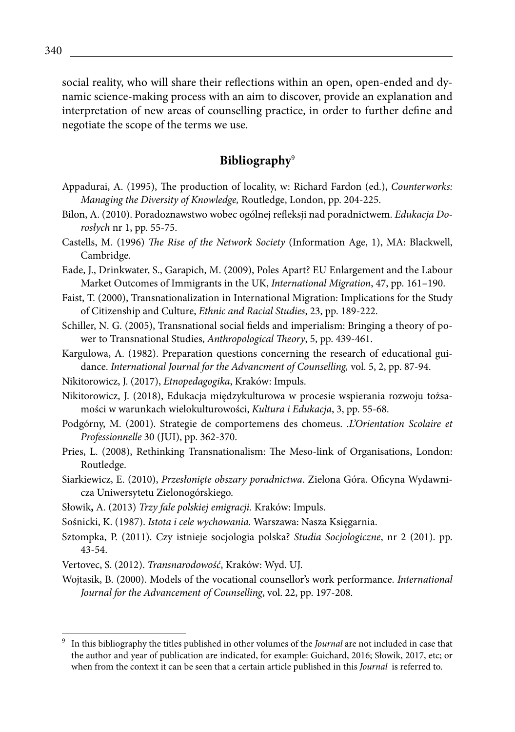social reality, who will share their reflections within an open, open-ended and dynamic science-making process with an aim to discover, provide an explanation and interpretation of new areas of counselling practice, in order to further define and negotiate the scope of the terms we use.

## Bibliography[9]

Appadurai, A. (1995), The production of locality, w: Richard Fardon (ed.), *Counterworks: Managing the Diversity of Knowledge,* Routledge, London, pp. 204-225.

Bilon, A. (2010). Poradoznawstwo wobec ogólnej refleksji nad poradnictwem. *Edukacja Dorosłych* nr 1, pp. 55-75.

Castells, M. (1996) *The Rise of the Network Society* (Information Age, 1), MA: Blackwell, Cambridge.

Eade, J., Drinkwater, S., Garapich, M. (2009), Poles Apart? EU Enlargement and the Labour Market Outcomes of Immigrants in the UK, *International Migration*, 47, pp. 161–190.

Faist, T. (2000), Transnationalization in International Migration: Implications for the Study of Citizenship and Culture, *Ethnic and Racial Studies*, 23, pp. 189-222.

Schiller, N. G. (2005), Transnational social fields and imperialism: Bringing a theory of power to Transnational Studies, *Anthropological Theory*, 5, pp. 439-461.

Kargulowa, A. (1982). Preparation questions concerning the research of educational guidance. *International Journal for the Advancment of Counselling,* vol. 5, 2, pp. 87-94.

Nikitorowicz, J. (2017), *Etnopedagogika*, Kraków: Impuls.

Nikitorowicz, J. (2018), Edukacja międzykulturowa w procesie wspierania rozwoju tożsamości w warunkach wielokulturowości, *Kultura i Edukacja*, 3, pp. 55-68.

Podgórny, M. (2001). Strategie de comportemens des chomeus. .*L'Orientation Scolaire et Professionnelle* 30 (JUI), pp. 362-370.

Pries, L. (2008), Rethinking Transnationalism: The Meso-link of Organisations, London: Routledge.

Siarkiewicz, E. (2010), *Przesłonięte obszary poradnictwa*. Zielona Góra. Oficyna Wydawnicza Uniwersytetu Zielonogórskiego.

Słowik**,** A. (2013) *Trzy fale polskiej emigracji.* Kraków: Impuls.

Sośnicki, K. (1987). *Istota i cele wychowania.* Warszawa: Nasza Księgarnia.

Sztompka, P. (2011). Czy istnieje socjologia polska? *Studia Socjologiczne*, nr 2 (201). pp. 43-54.

Vertovec, S. (2012). *Transnarodowość*, Kraków: Wyd. UJ.

Wojtasik, B. (2000). Models of the vocational counsellor's work performance. *International Journal for the Advancement of Counselling*, vol. 22, pp. 197-208.

---

[9] In this bibliography the titles published in other volumes of the *Journal* are not included in case that the author and year of publication are indicated, for example: Guichard, 2016; Słowik, 2017, etc; or when from the context it can be seen that a certain article published in this *Journal* is referred to.